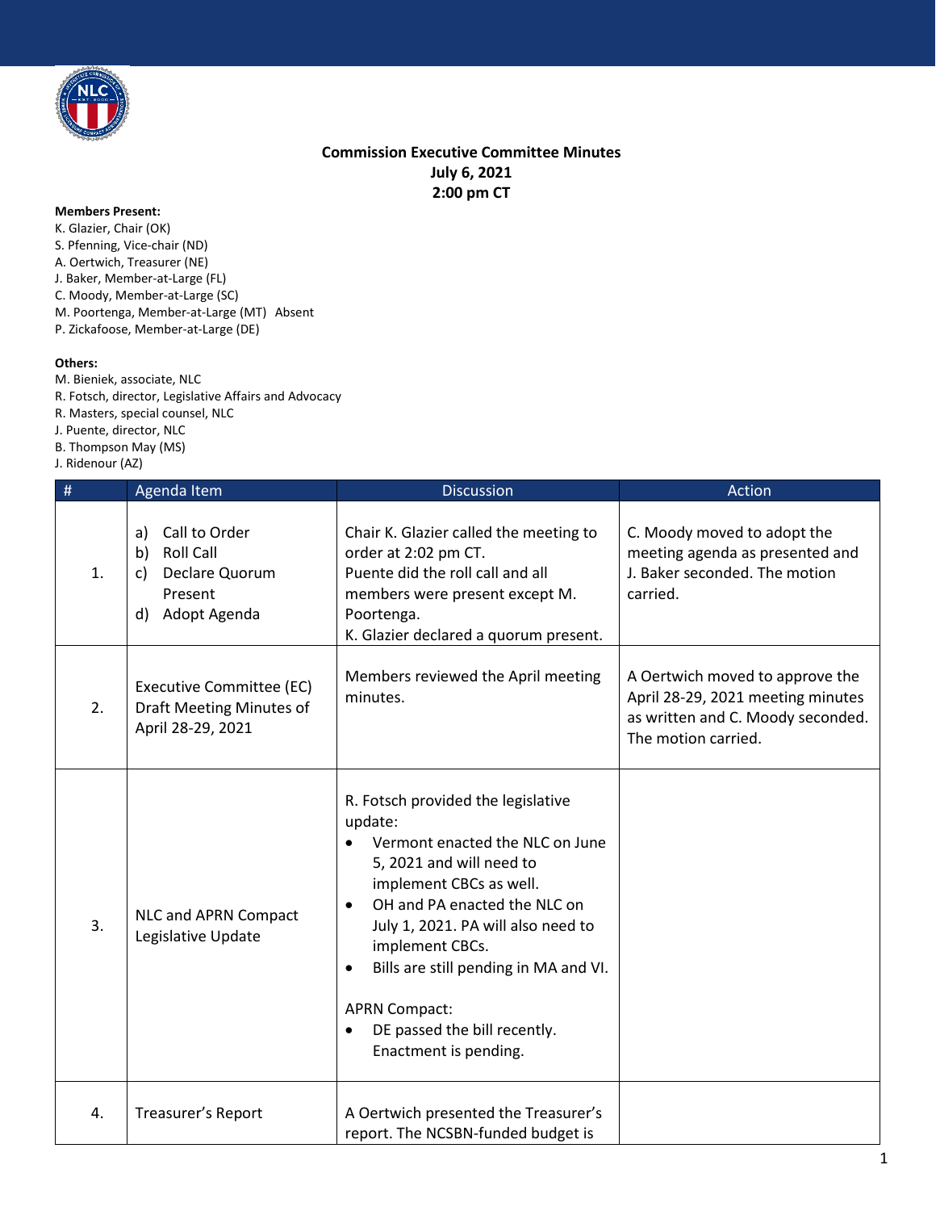**Commission Executive Committee Minutes**
**July 6, 2021**
**2:00 pm CT**

**Members Present:**
K. Glazier, Chair (OK)
S. Pfenning, Vice-chair (ND)
A. Oertwich, Treasurer (NE)
J. Baker, Member-at-Large (FL)
C. Moody, Member-at-Large (SC)
M. Poortenga, Member-at-Large (MT) Absent
P. Zickafoose, Member-at-Large (DE)

**Others:**
M. Bieniek, associate, NLC
R. Fotsch, director, Legislative Affairs and Advocacy
R. Masters, special counsel, NLC
J. Puente, director, NLC
B. Thompson May (MS)
J. Ridenour (AZ)

| # | Agenda Item | Discussion | Action |
|---|---|---|---|
| 1. | a) Call to Order<br>b) Roll Call<br>c) Declare Quorum Present<br>d) Adopt Agenda | Chair K. Glazier called the meeting to order at 2:02 pm CT.<br>Puente did the roll call and all members were present except M. Poortenga.<br>K. Glazier declared a quorum present. | C. Moody moved to adopt the meeting agenda as presented and J. Baker seconded. The motion carried. |
| 2. | Executive Committee (EC) Draft Meeting Minutes of April 28-29, 2021 | Members reviewed the April meeting minutes. | A Oertwich moved to approve the April 28-29, 2021 meeting minutes as written and C. Moody seconded. The motion carried. |
| 3. | NLC and APRN Compact Legislative Update | R. Fotsch provided the legislative update:<br>• Vermont enacted the NLC on June 5, 2021 and will need to implement CBCs as well.<br>• OH and PA enacted the NLC on July 1, 2021. PA will also need to implement CBCs.<br>• Bills are still pending in MA and VI.<br><br>APRN Compact:<br>• DE passed the bill recently. Enactment is pending. | |
| 4. | Treasurer's Report | A Oertwich presented the Treasurer's report. The NCSBN-funded budget is | |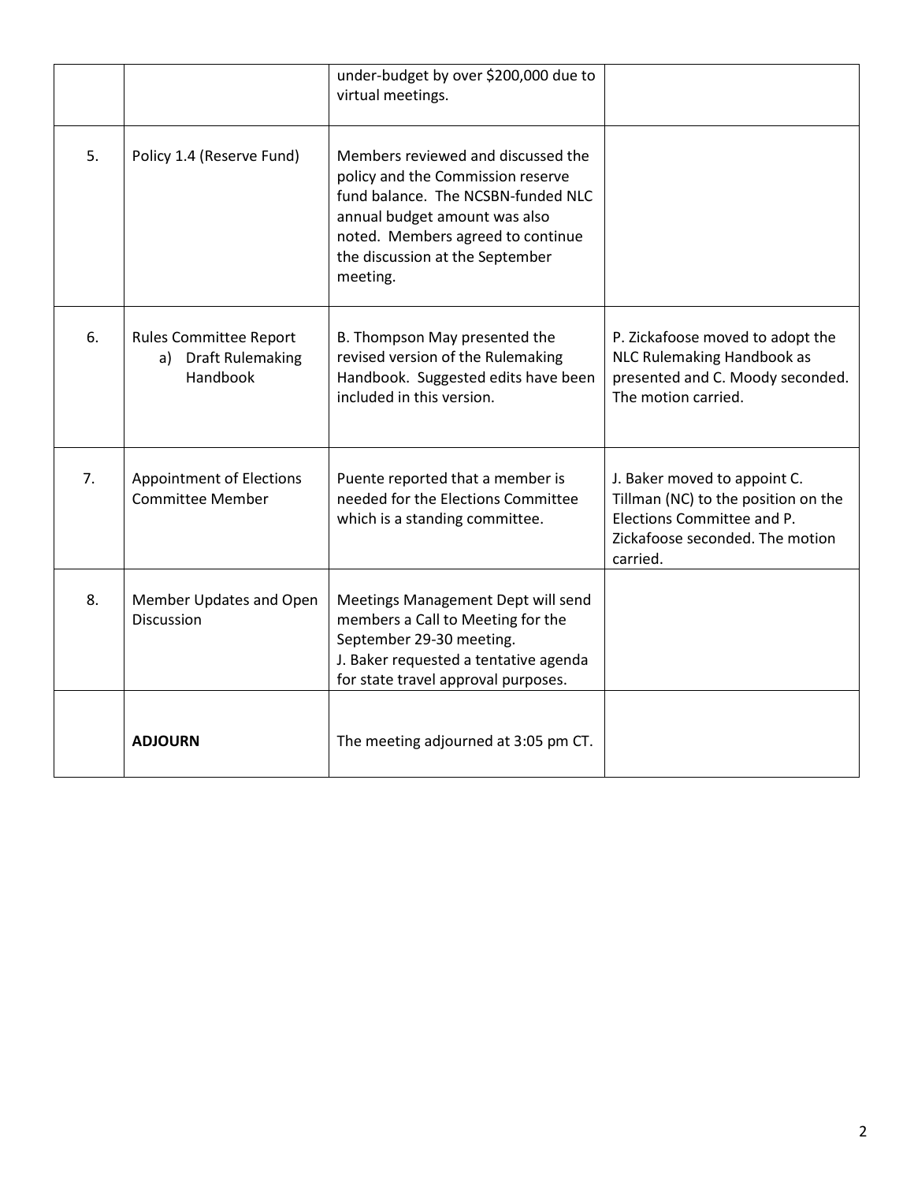| | | | |
|---|---|---|---|
| | | under-budget by over $200,000 due to virtual meetings. | |
| 5. | Policy 1.4 (Reserve Fund) | Members reviewed and discussed the policy and the Commission reserve fund balance. The NCSBN-funded NLC annual budget amount was also noted. Members agreed to continue the discussion at the September meeting. | |
| 6. | Rules Committee Report<br>a) Draft Rulemaking Handbook | B. Thompson May presented the revised version of the Rulemaking Handbook. Suggested edits have been included in this version. | P. Zickafoose moved to adopt the NLC Rulemaking Handbook as presented and C. Moody seconded. The motion carried. |
| 7. | Appointment of Elections Committee Member | Puente reported that a member is needed for the Elections Committee which is a standing committee. | J. Baker moved to appoint C. Tillman (NC) to the position on the Elections Committee and P. Zickafoose seconded. The motion carried. |
| 8. | Member Updates and Open Discussion | Meetings Management Dept will send members a Call to Meeting for the September 29-30 meeting.<br>J. Baker requested a tentative agenda for state travel approval purposes. | |
| | **ADJOURN** | The meeting adjourned at 3:05 pm CT. | |